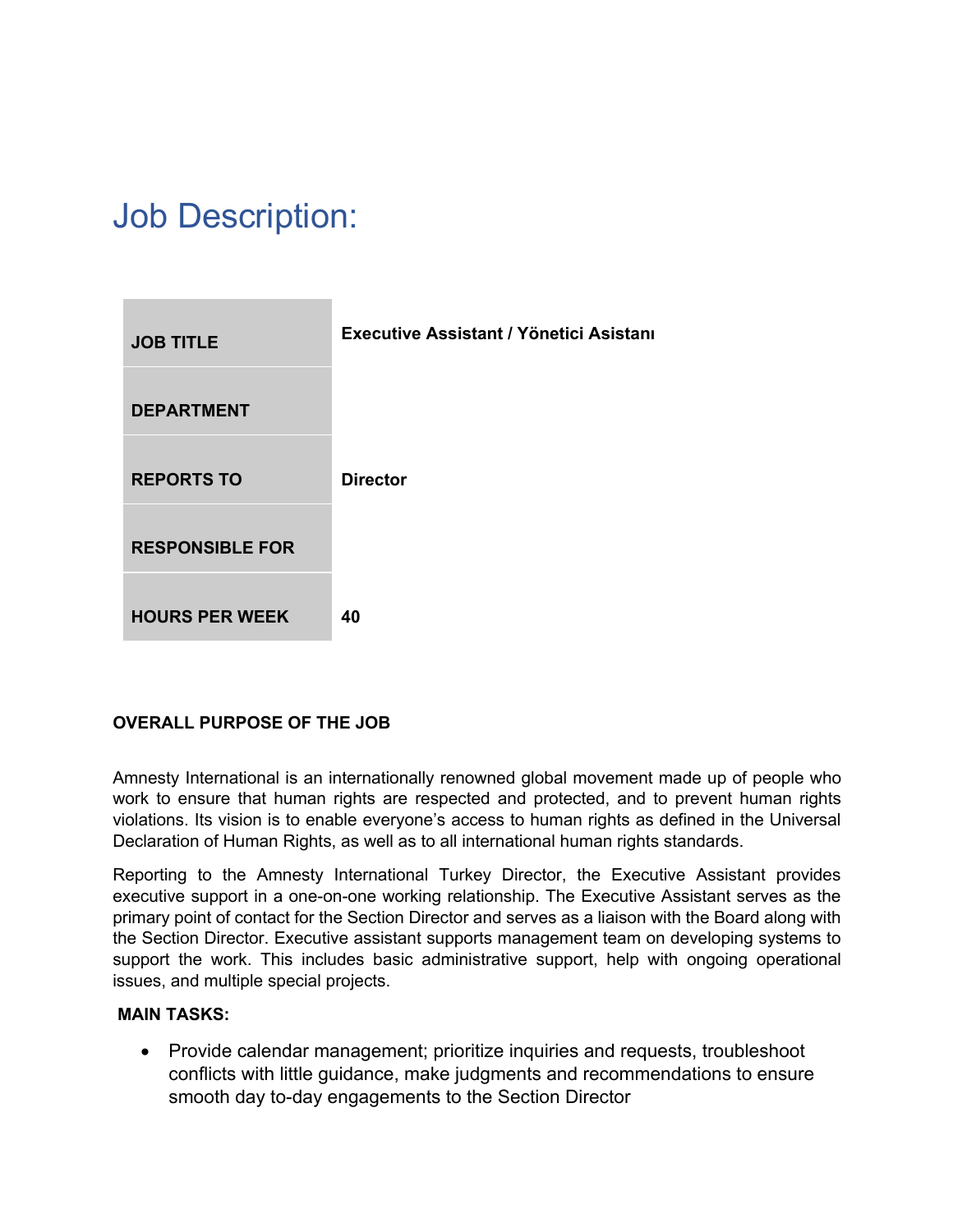# Job Description:

| | |
|---|---|
| **JOB TITLE** | **Executive Assistant / Yönetici Asistanı** |
| **DEPARTMENT** | |
| **REPORTS TO** | **Director** |
| **RESPONSIBLE FOR** | |
| **HOURS PER WEEK** | **40** |

**OVERALL PURPOSE OF THE JOB**

Amnesty International is an internationally renowned global movement made up of people who work to ensure that human rights are respected and protected, and to prevent human rights violations. Its vision is to enable everyone's access to human rights as defined in the Universal Declaration of Human Rights, as well as to all international human rights standards.

Reporting to the Amnesty International Turkey Director, the Executive Assistant provides executive support in a one-on-one working relationship. The Executive Assistant serves as the primary point of contact for the Section Director and serves as a liaison with the Board along with the Section Director. Executive assistant supports management team on developing systems to support the work. This includes basic administrative support, help with ongoing operational issues, and multiple special projects.

**MAIN TASKS:**

- Provide calendar management; prioritize inquiries and requests, troubleshoot conflicts with little guidance, make judgments and recommendations to ensure smooth day to-day engagements to the Section Director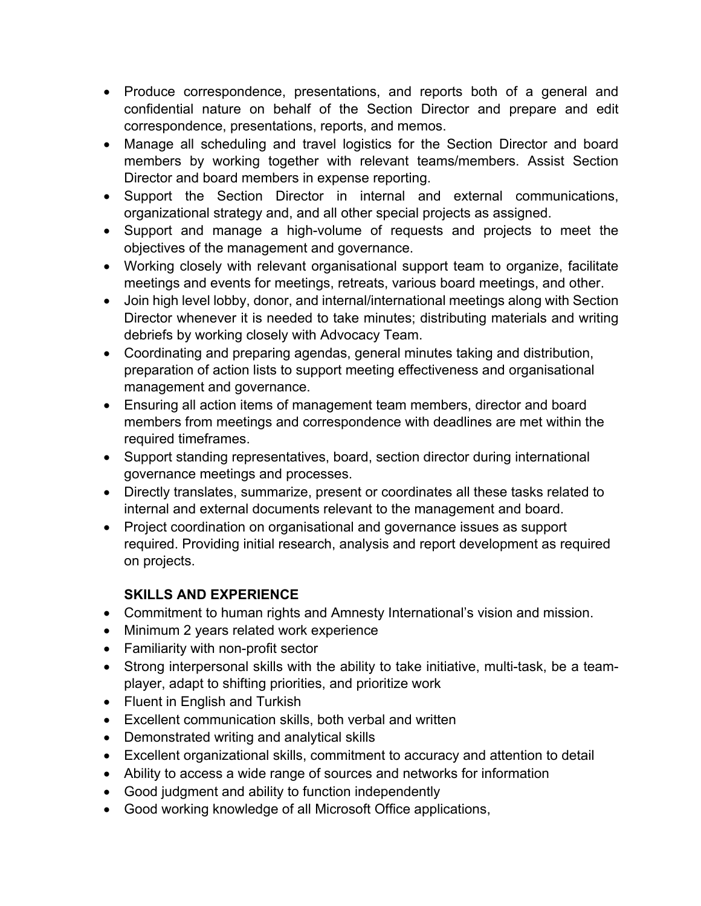- Produce correspondence, presentations, and reports both of a general and confidential nature on behalf of the Section Director and prepare and edit correspondence, presentations, reports, and memos.
- Manage all scheduling and travel logistics for the Section Director and board members by working together with relevant teams/members. Assist Section Director and board members in expense reporting.
- Support the Section Director in internal and external communications, organizational strategy and, and all other special projects as assigned.
- Support and manage a high-volume of requests and projects to meet the objectives of the management and governance.
- Working closely with relevant organisational support team to organize, facilitate meetings and events for meetings, retreats, various board meetings, and other.
- Join high level lobby, donor, and internal/international meetings along with Section Director whenever it is needed to take minutes; distributing materials and writing debriefs by working closely with Advocacy Team.
- Coordinating and preparing agendas, general minutes taking and distribution, preparation of action lists to support meeting effectiveness and organisational management and governance.
- Ensuring all action items of management team members, director and board members from meetings and correspondence with deadlines are met within the required timeframes.
- Support standing representatives, board, section director during international governance meetings and processes.
- Directly translates, summarize, present or coordinates all these tasks related to internal and external documents relevant to the management and board.
- Project coordination on organisational and governance issues as support required. Providing initial research, analysis and report development as required on projects.

**SKILLS AND EXPERIENCE**

- Commitment to human rights and Amnesty International's vision and mission.
- Minimum 2 years related work experience
- Familiarity with non-profit sector
- Strong interpersonal skills with the ability to take initiative, multi-task, be a team-player, adapt to shifting priorities, and prioritize work
- Fluent in English and Turkish
- Excellent communication skills, both verbal and written
- Demonstrated writing and analytical skills
- Excellent organizational skills, commitment to accuracy and attention to detail
- Ability to access a wide range of sources and networks for information
- Good judgment and ability to function independently
- Good working knowledge of all Microsoft Office applications,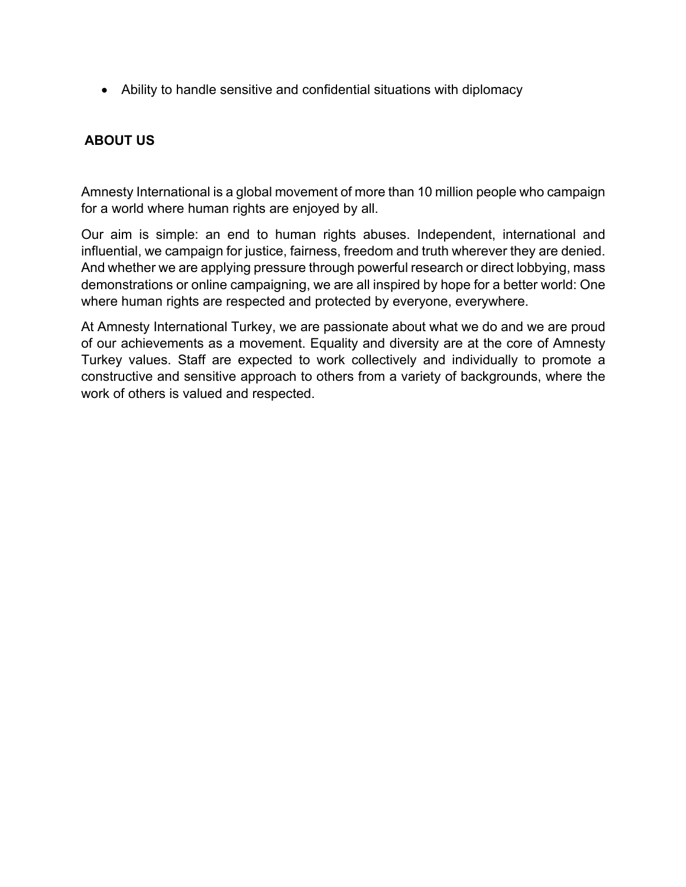- Ability to handle sensitive and confidential situations with diplomacy

## ABOUT US

Amnesty International is a global movement of more than 10 million people who campaign for a world where human rights are enjoyed by all.

Our aim is simple: an end to human rights abuses. Independent, international and influential, we campaign for justice, fairness, freedom and truth wherever they are denied. And whether we are applying pressure through powerful research or direct lobbying, mass demonstrations or online campaigning, we are all inspired by hope for a better world: One where human rights are respected and protected by everyone, everywhere.

At Amnesty International Turkey, we are passionate about what we do and we are proud of our achievements as a movement. Equality and diversity are at the core of Amnesty Turkey values. Staff are expected to work collectively and individually to promote a constructive and sensitive approach to others from a variety of backgrounds, where the work of others is valued and respected.